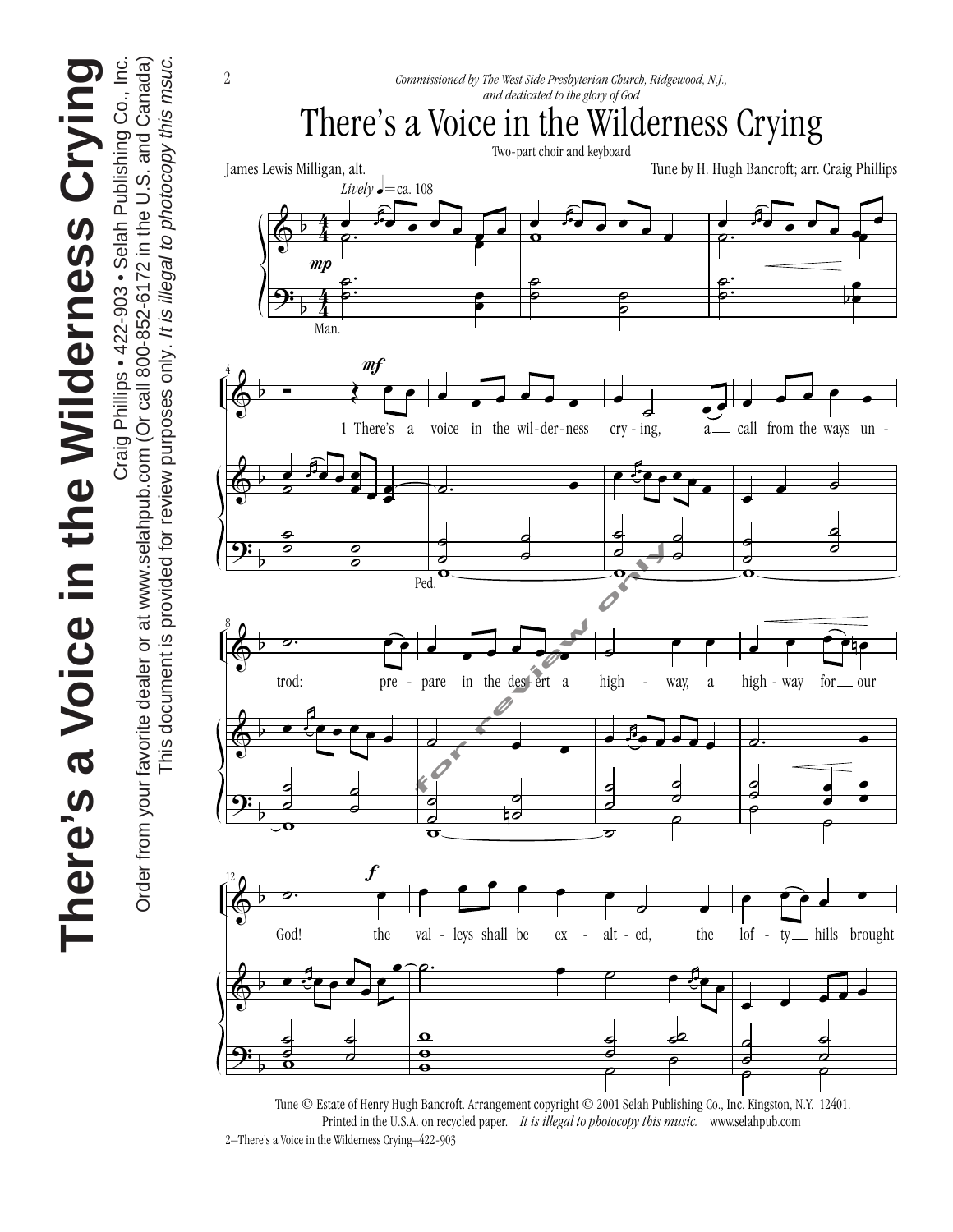*Commissioned by The West Side Presbyterian Church, Ridgewood, N.J., and dedicated to the glory of God*

# There's a Voice in the Wilderness Crying

Two-part choir and keyboard

James Lewis Milligan, alt.

Tune by H. Hugh Bancroft; arr. Craig Phillips

*Lively* ♩= ca. 108

mp

Man.

mf

1 There's a voice in the wil-der-ness cry-ing, a call from the ways un-

Ped.

trod: pre-pare in the des-ert a high-way, a high-way for our

God! the val-leys shall be ex-alt-ed, the lof-ty hills brought

f

Tune © Estate of Henry Hugh Bancroft. Arrangement copyright © 2001 Selah Publishing Co., Inc. Kingston, N.Y. 12401.
Printed in the U.S.A. on recycled paper. *It is illegal to photocopy this music.* www.selahpub.com

2–There's a Voice in the Wilderness Crying–422-903

**There's a Voice in the Wilderness Crying**

Craig Phillips • 422-903 • Selah Publishing Co., Inc.

Order from your favorite dealer or at www.selahpub.com (Or call 800-852-6172 in the U.S. and Canada)

This document is provided for review purposes only. *It is illegal to photocopy this msuc.*

for review only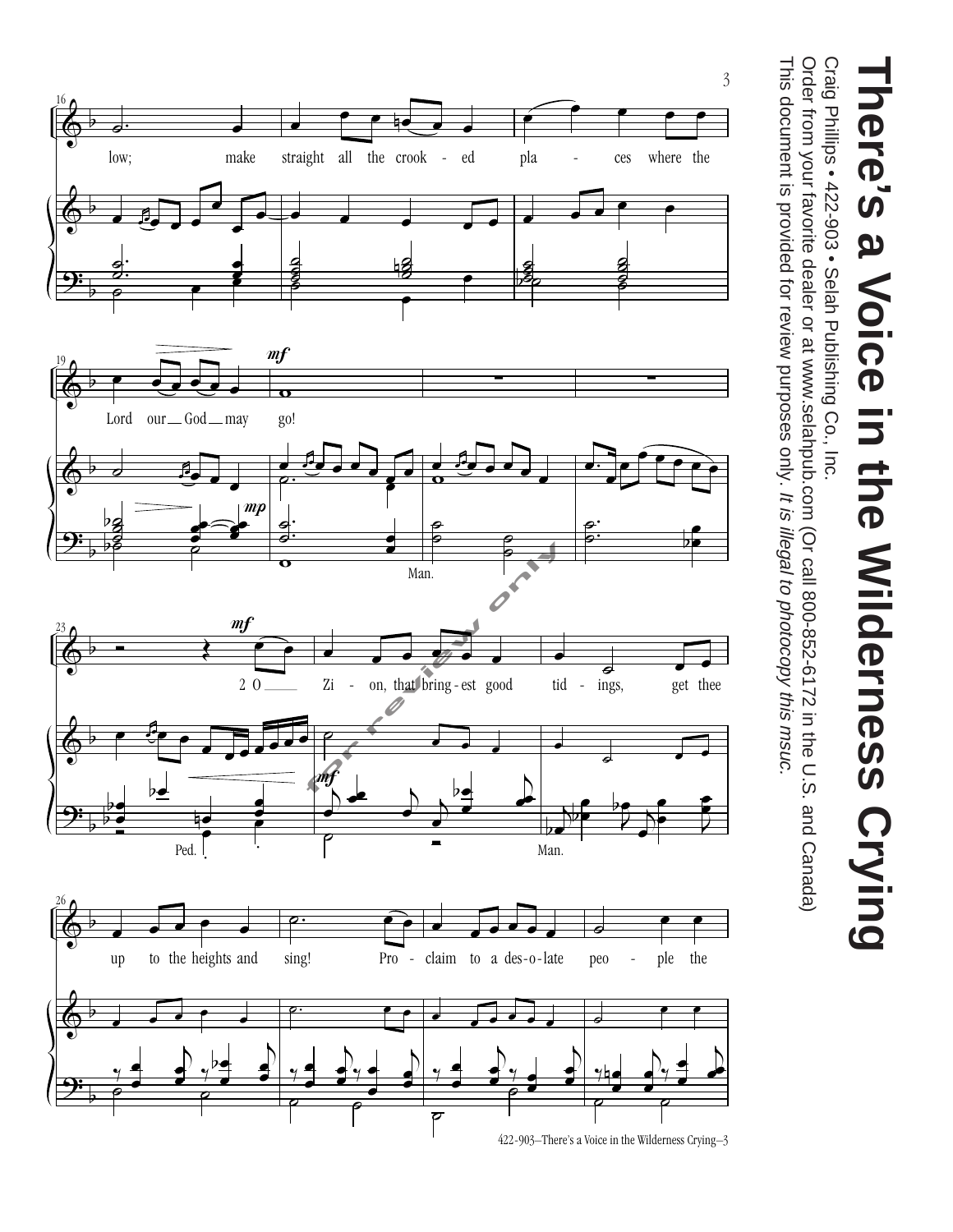low; make straight all the crook - ed pla - ces where the

Lord our God may go!

Man.

2 O Zi - on, that bring - est good tid - ings, get thee

Ped.

Man.

up to the heights and sing! Pro - claim to a des - o - late peo - ple the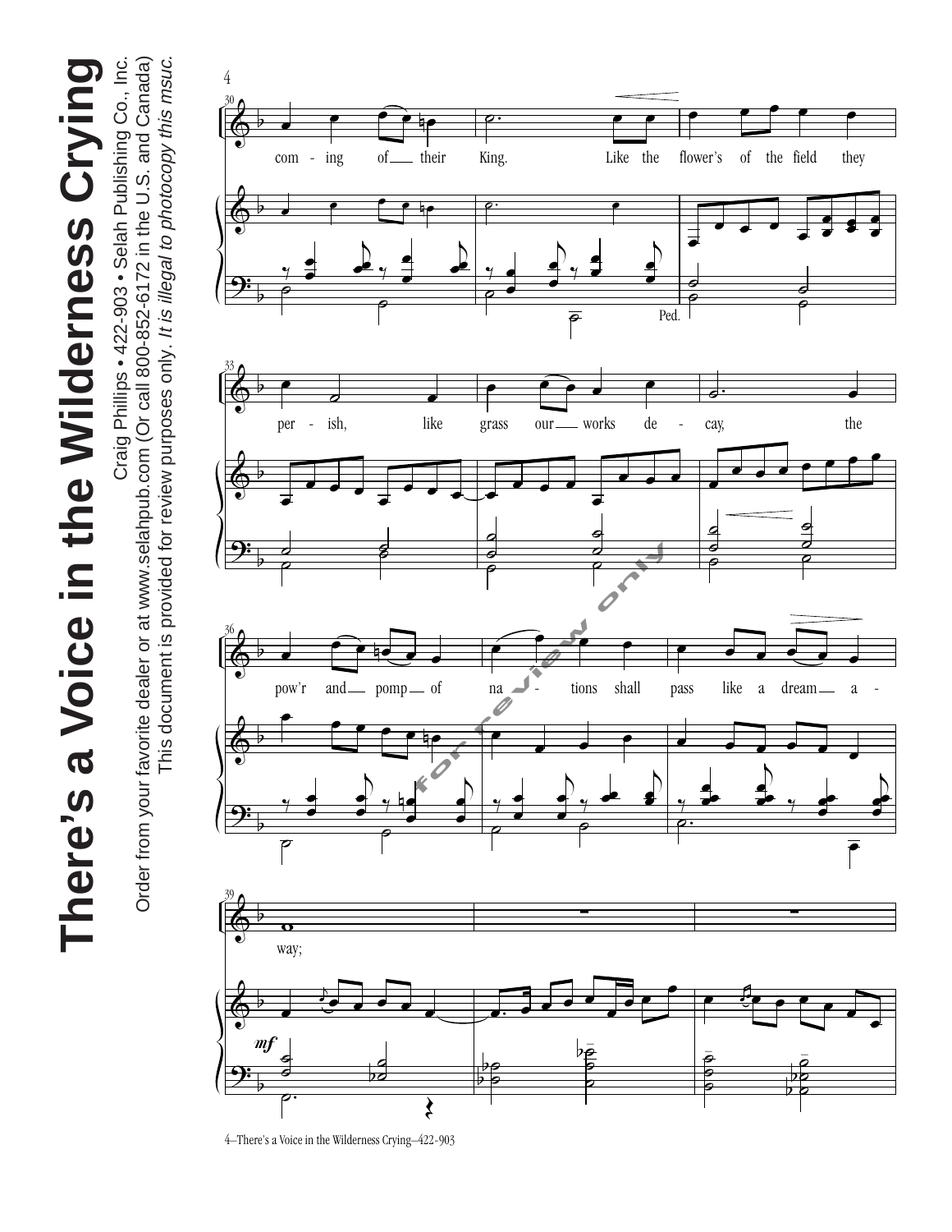# There's a Voice in the Wilderness Crying

Craig Phillips • 422-903 • Selah Publishing Co., Inc.

Order from your favorite dealer or at www.selahpub.com (Or call 800-852-6172 in the U.S. and Canada)

This document is provided for review purposes only. *It is illegal to photocopy this msuc.*

coming of their King. Like the flower's of the field they perish, like grass our works decay, the pow'r and pomp of nations shall pass like a dream away;

Ped.

*mf*

for review only

4—There's a Voice in the Wilderness Crying—422-903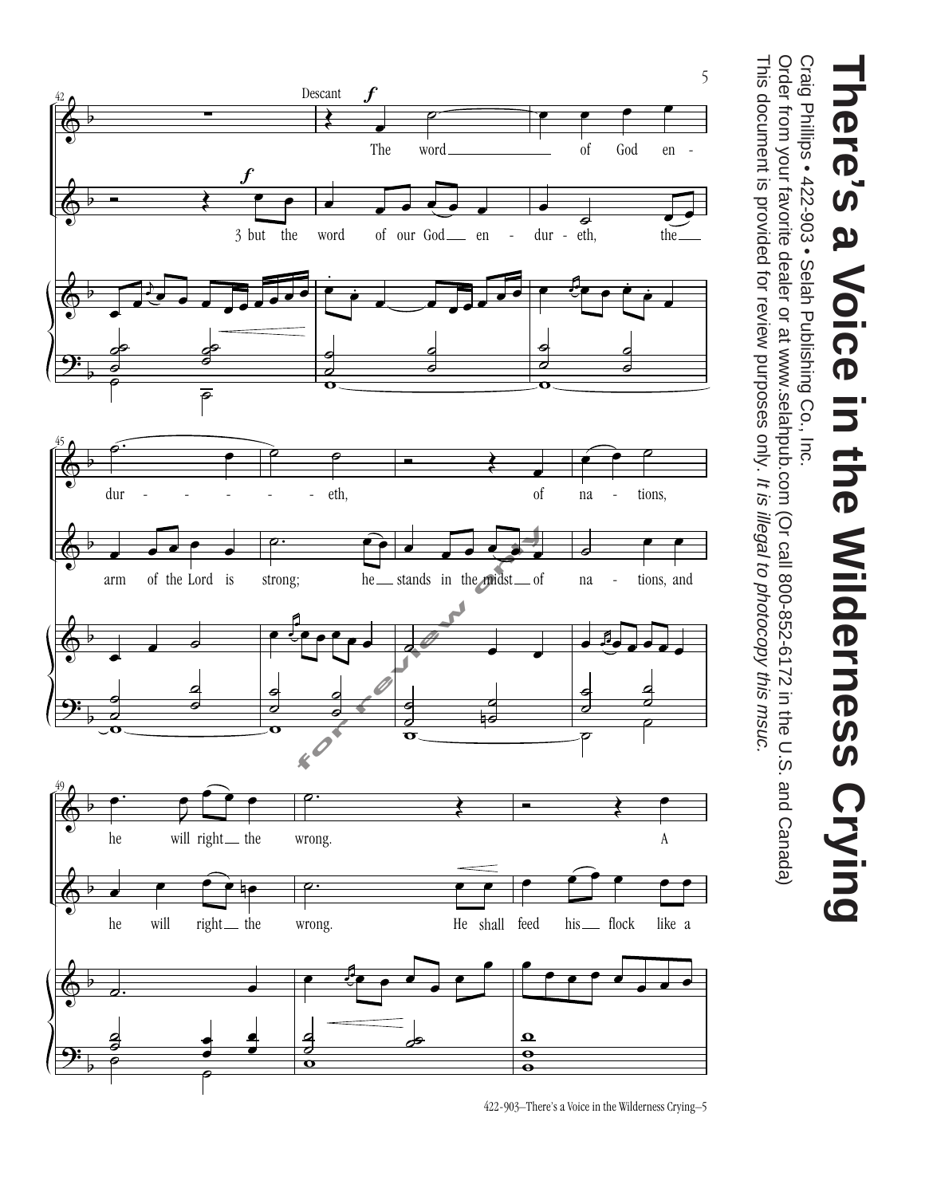# There's a Voice in the Wilderness Crying

Craig Phillips • 422-903 • Selah Publishing Co., Inc.

Order from your favorite dealer or at www.selahpub.com (Or call 800-852-6172 in the U.S. and Canada)

This document is provided for review purposes only. *It is illegal to photocopy this msuc.*

Descant *f*

The word of God en - dur - eth, of na - tions, he will right the wrong. A

*f*

3 but the word of our God en - dur - eth, the arm of the Lord is strong; he stands in the midst of na - tions, and he will right the wrong. He shall feed his flock like a

for review only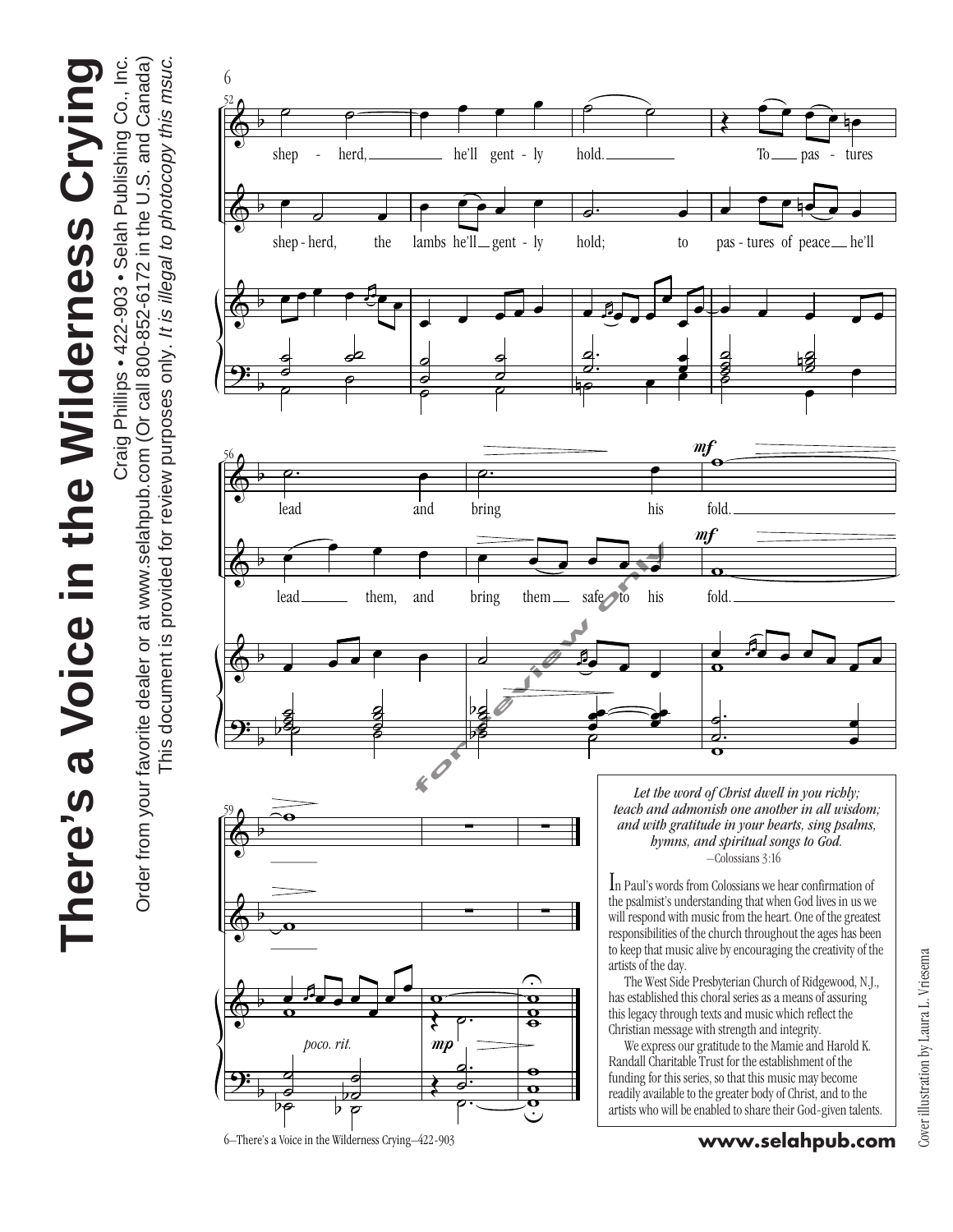*Let the word of Christ dwell in you richly; teach and admonish one another in all wisdom; and with gratitude in your hearts, sing psalms, hymns, and spiritual songs to God.*

—Colossians 3:16

In Paul's words from Colossians we hear confirmation of the psalmist's understanding that when God lives in us we will respond with music from the heart. One of the greatest responsibilities of the church throughout the ages has been to keep that music alive by encouraging the creativity of the artists of the day.

The West Side Presbyterian Church of Ridgewood, N.J., has established this choral series as a means of assuring this legacy through texts and music which reflect the Christian message with strength and integrity.

We express our gratitude to the Mamie and Harold K. Randall Charitable Trust for the establishment of the funding for this series, so that this music may become readily available to the greater body of Christ, and to the artists who will be enabled to share their God-given talents.

www.selahpub.com

Cover illustration by Laura L. Vriesema